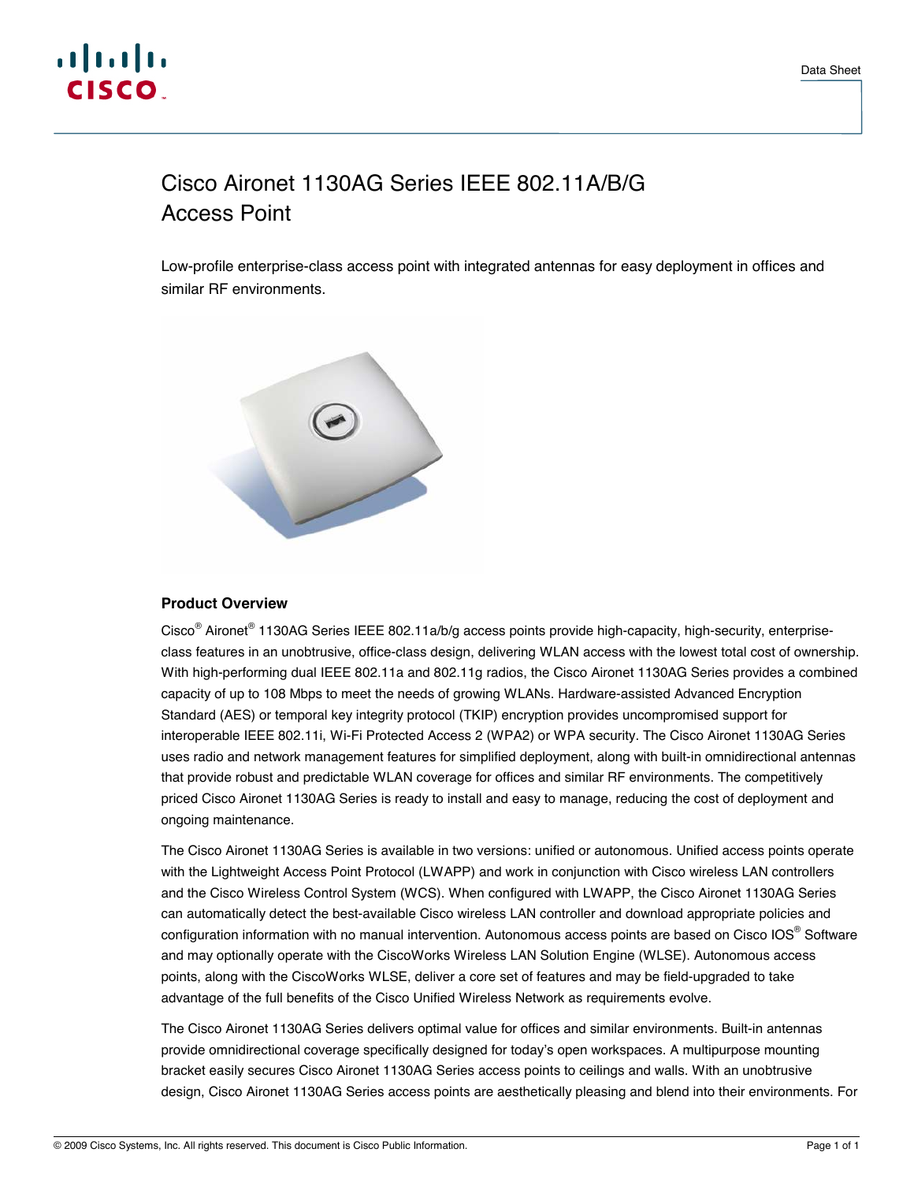# Cisco Aironet 1130AG Series IEEE 802.11A/B/G Access Point

Low-profile enterprise-class access point with integrated antennas for easy deployment in offices and similar RF environments.

## Product Overview

Cisco® Aironet® 1130AG Series IEEE 802.11a/b/g access points provide high-capacity, high-security, enterprise-class features in an unobtrusive, office-class design, delivering WLAN access with the lowest total cost of ownership. With high-performing dual IEEE 802.11a and 802.11g radios, the Cisco Aironet 1130AG Series provides a combined capacity of up to 108 Mbps to meet the needs of growing WLANs. Hardware-assisted Advanced Encryption Standard (AES) or temporal key integrity protocol (TKIP) encryption provides uncompromised support for interoperable IEEE 802.11i, Wi-Fi Protected Access 2 (WPA2) or WPA security. The Cisco Aironet 1130AG Series uses radio and network management features for simplified deployment, along with built-in omnidirectional antennas that provide robust and predictable WLAN coverage for offices and similar RF environments. The competitively priced Cisco Aironet 1130AG Series is ready to install and easy to manage, reducing the cost of deployment and ongoing maintenance.

The Cisco Aironet 1130AG Series is available in two versions: unified or autonomous. Unified access points operate with the Lightweight Access Point Protocol (LWAPP) and work in conjunction with Cisco wireless LAN controllers and the Cisco Wireless Control System (WCS). When configured with LWAPP, the Cisco Aironet 1130AG Series can automatically detect the best-available Cisco wireless LAN controller and download appropriate policies and configuration information with no manual intervention. Autonomous access points are based on Cisco IOS® Software and may optionally operate with the CiscoWorks Wireless LAN Solution Engine (WLSE). Autonomous access points, along with the CiscoWorks WLSE, deliver a core set of features and may be field-upgraded to take advantage of the full benefits of the Cisco Unified Wireless Network as requirements evolve.

The Cisco Aironet 1130AG Series delivers optimal value for offices and similar environments. Built-in antennas provide omnidirectional coverage specifically designed for today's open workspaces. A multipurpose mounting bracket easily secures Cisco Aironet 1130AG Series access points to ceilings and walls. With an unobtrusive design, Cisco Aironet 1130AG Series access points are aesthetically pleasing and blend into their environments. For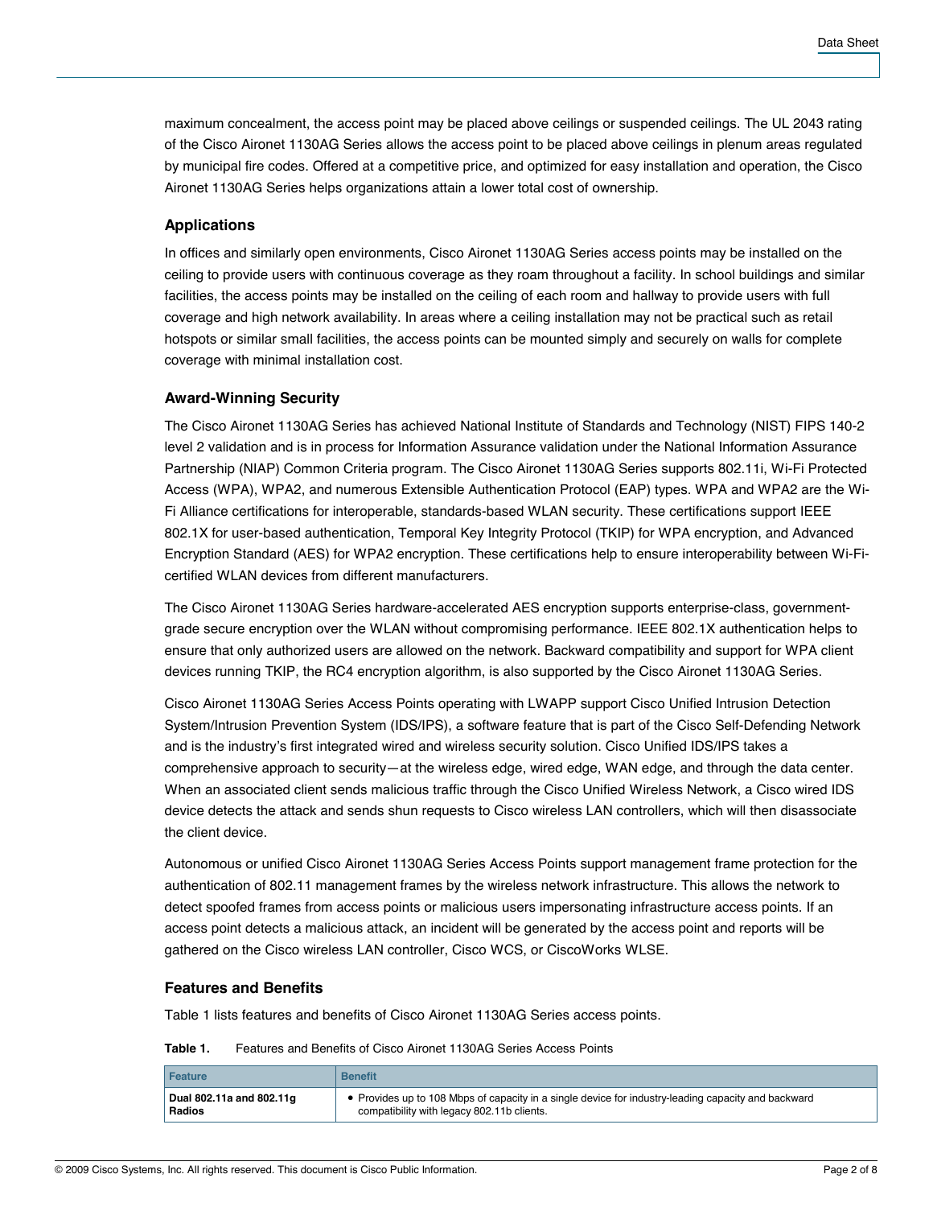maximum concealment, the access point may be placed above ceilings or suspended ceilings. The UL 2043 rating of the Cisco Aironet 1130AG Series allows the access point to be placed above ceilings in plenum areas regulated by municipal fire codes. Offered at a competitive price, and optimized for easy installation and operation, the Cisco Aironet 1130AG Series helps organizations attain a lower total cost of ownership.

### Applications

In offices and similarly open environments, Cisco Aironet 1130AG Series access points may be installed on the ceiling to provide users with continuous coverage as they roam throughout a facility. In school buildings and similar facilities, the access points may be installed on the ceiling of each room and hallway to provide users with full coverage and high network availability. In areas where a ceiling installation may not be practical such as retail hotspots or similar small facilities, the access points can be mounted simply and securely on walls for complete coverage with minimal installation cost.

### Award-Winning Security

The Cisco Aironet 1130AG Series has achieved National Institute of Standards and Technology (NIST) FIPS 140-2 level 2 validation and is in process for Information Assurance validation under the National Information Assurance Partnership (NIAP) Common Criteria program. The Cisco Aironet 1130AG Series supports 802.11i, Wi-Fi Protected Access (WPA), WPA2, and numerous Extensible Authentication Protocol (EAP) types. WPA and WPA2 are the Wi-Fi Alliance certifications for interoperable, standards-based WLAN security. These certifications support IEEE 802.1X for user-based authentication, Temporal Key Integrity Protocol (TKIP) for WPA encryption, and Advanced Encryption Standard (AES) for WPA2 encryption. These certifications help to ensure interoperability between Wi-Fi-certified WLAN devices from different manufacturers.

The Cisco Aironet 1130AG Series hardware-accelerated AES encryption supports enterprise-class, government-grade secure encryption over the WLAN without compromising performance. IEEE 802.1X authentication helps to ensure that only authorized users are allowed on the network. Backward compatibility and support for WPA client devices running TKIP, the RC4 encryption algorithm, is also supported by the Cisco Aironet 1130AG Series.

Cisco Aironet 1130AG Series Access Points operating with LWAPP support Cisco Unified Intrusion Detection System/Intrusion Prevention System (IDS/IPS), a software feature that is part of the Cisco Self-Defending Network and is the industry's first integrated wired and wireless security solution. Cisco Unified IDS/IPS takes a comprehensive approach to security—at the wireless edge, wired edge, WAN edge, and through the data center. When an associated client sends malicious traffic through the Cisco Unified Wireless Network, a Cisco wired IDS device detects the attack and sends shun requests to Cisco wireless LAN controllers, which will then disassociate the client device.

Autonomous or unified Cisco Aironet 1130AG Series Access Points support management frame protection for the authentication of 802.11 management frames by the wireless network infrastructure. This allows the network to detect spoofed frames from access points or malicious users impersonating infrastructure access points. If an access point detects a malicious attack, an incident will be generated by the access point and reports will be gathered on the Cisco wireless LAN controller, Cisco WCS, or CiscoWorks WLSE.

### Features and Benefits

Table 1 lists features and benefits of Cisco Aironet 1130AG Series access points.

**Table 1.** Features and Benefits of Cisco Aironet 1130AG Series Access Points

| Feature | Benefit |
| --- | --- |
| **Dual 802.11a and 802.11g Radios** | • Provides up to 108 Mbps of capacity in a single device for industry-leading capacity and backward compatibility with legacy 802.11b clients. |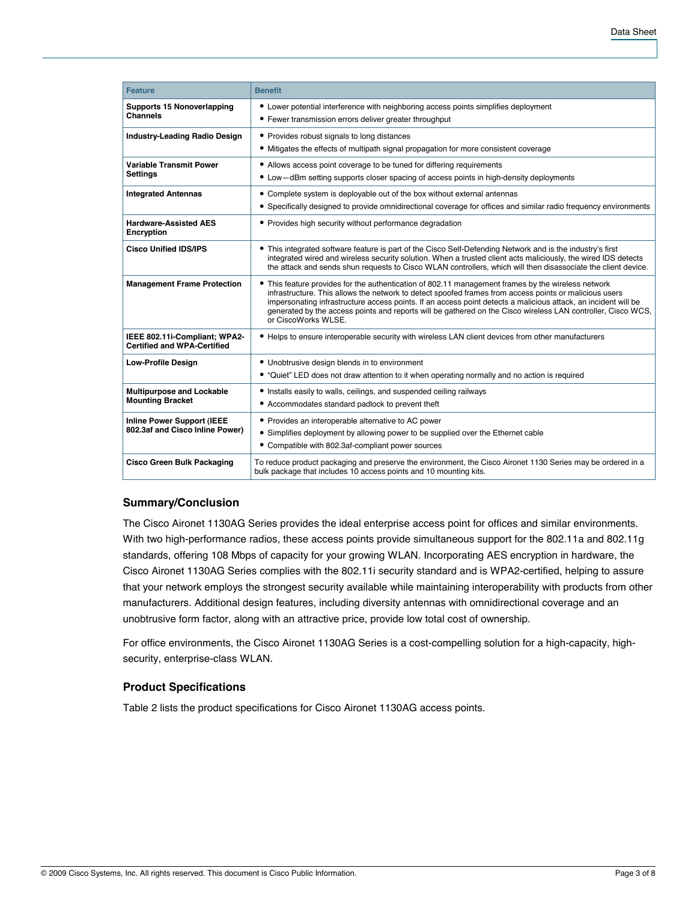| Feature | Benefit |
| --- | --- |
| **Supports 15 Nonoverlapping Channels** | • Lower potential interference with neighboring access points simplifies deployment<br>• Fewer transmission errors deliver greater throughput |
| **Industry-Leading Radio Design** | • Provides robust signals to long distances<br>• Mitigates the effects of multipath signal propagation for more consistent coverage |
| **Variable Transmit Power Settings** | • Allows access point coverage to be tuned for differing requirements<br>• Low—dBm setting supports closer spacing of access points in high-density deployments |
| **Integrated Antennas** | • Complete system is deployable out of the box without external antennas<br>• Specifically designed to provide omnidirectional coverage for offices and similar radio frequency environments |
| **Hardware-Assisted AES Encryption** | • Provides high security without performance degradation |
| **Cisco Unified IDS/IPS** | • This integrated software feature is part of the Cisco Self-Defending Network and is the industry's first integrated wired and wireless security solution. When a trusted client acts maliciously, the wired IDS detects the attack and sends shun requests to Cisco WLAN controllers, which will then disassociate the client device. |
| **Management Frame Protection** | • This feature provides for the authentication of 802.11 management frames by the wireless network infrastructure. This allows the network to detect spoofed frames from access points or malicious users impersonating infrastructure access points. If an access point detects a malicious attack, an incident will be generated by the access points and reports will be gathered on the Cisco wireless LAN controller, Cisco WCS, or CiscoWorks WLSE. |
| **IEEE 802.11i-Compliant; WPA2-Certified and WPA-Certified** | • Helps to ensure interoperable security with wireless LAN client devices from other manufacturers |
| **Low-Profile Design** | • Unobtrusive design blends in to environment<br>• "Quiet" LED does not draw attention to it when operating normally and no action is required |
| **Multipurpose and Lockable Mounting Bracket** | • Installs easily to walls, ceilings, and suspended ceiling railways<br>• Accommodates standard padlock to prevent theft |
| **Inline Power Support (IEEE 802.3af and Cisco Inline Power)** | • Provides an interoperable alternative to AC power<br>• Simplifies deployment by allowing power to be supplied over the Ethernet cable<br>• Compatible with 802.3af-compliant power sources |
| **Cisco Green Bulk Packaging** | To reduce product packaging and preserve the environment, the Cisco Aironet 1130 Series may be ordered in a bulk package that includes 10 access points and 10 mounting kits. |

## Summary/Conclusion

The Cisco Aironet 1130AG Series provides the ideal enterprise access point for offices and similar environments. With two high-performance radios, these access points provide simultaneous support for the 802.11a and 802.11g standards, offering 108 Mbps of capacity for your growing WLAN. Incorporating AES encryption in hardware, the Cisco Aironet 1130AG Series complies with the 802.11i security standard and is WPA2-certified, helping to assure that your network employs the strongest security available while maintaining interoperability with products from other manufacturers. Additional design features, including diversity antennas with omnidirectional coverage and an unobtrusive form factor, along with an attractive price, provide low total cost of ownership.

For office environments, the Cisco Aironet 1130AG Series is a cost-compelling solution for a high-capacity, high-security, enterprise-class WLAN.

## Product Specifications

Table 2 lists the product specifications for Cisco Aironet 1130AG access points.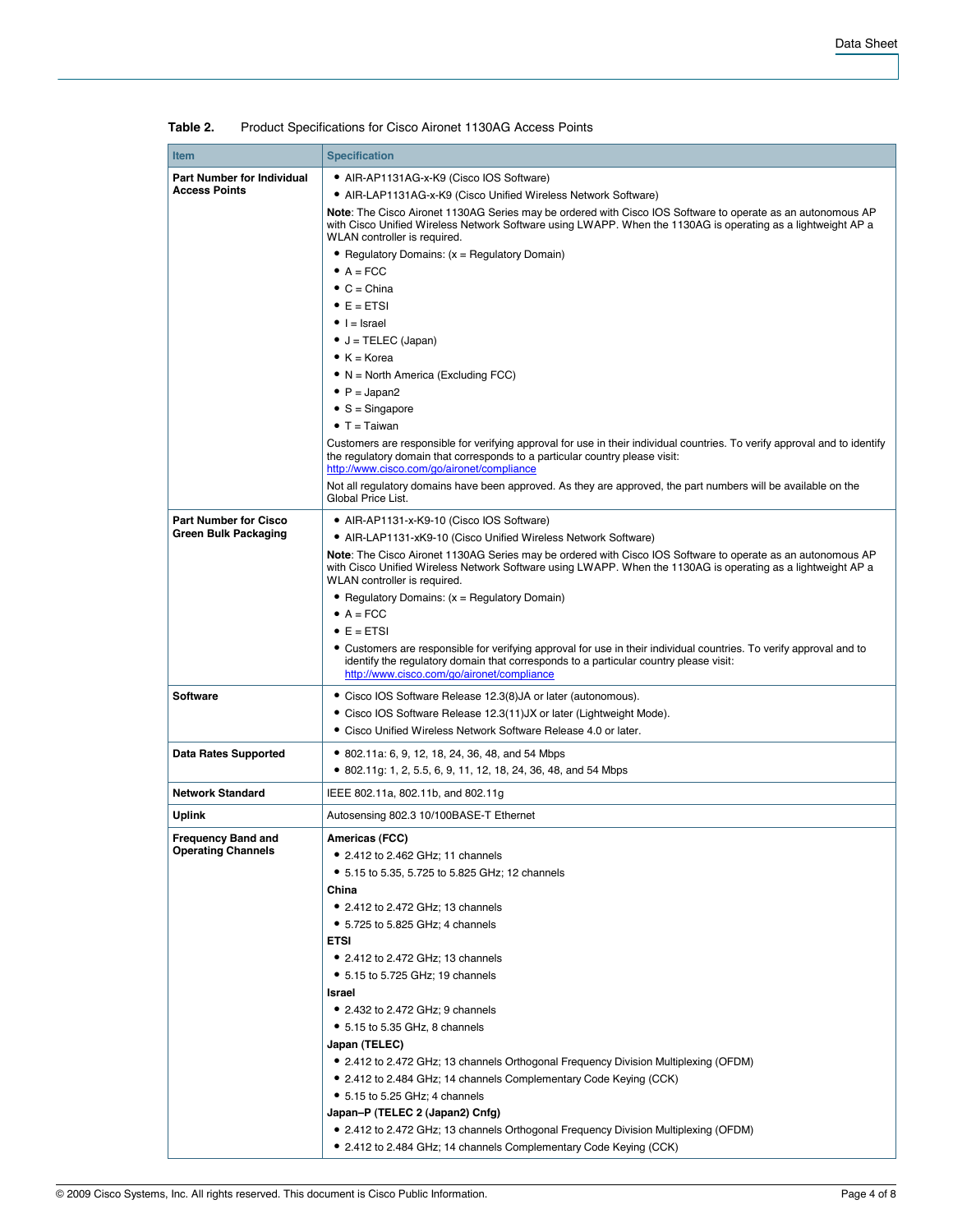**Table 2.** Product Specifications for Cisco Aironet 1130AG Access Points

| Item | Specification |
|---|---|
| **Part Number for Individual Access Points** | • AIR-AP1131AG-x-K9 (Cisco IOS Software)<br>• AIR-LAP1131AG-x-K9 (Cisco Unified Wireless Network Software)<br>**Note**: The Cisco Aironet 1130AG Series may be ordered with Cisco IOS Software to operate as an autonomous AP with Cisco Unified Wireless Network Software using LWAPP. When the 1130AG is operating as a lightweight AP a WLAN controller is required.<br>• Regulatory Domains: (x = Regulatory Domain)<br>• A = FCC<br>• C = China<br>• E = ETSI<br>• I = Israel<br>• J = TELEC (Japan)<br>• K = Korea<br>• N = North America (Excluding FCC)<br>• P = Japan2<br>• S = Singapore<br>• T = Taiwan<br>Customers are responsible for verifying approval for use in their individual countries. To verify approval and to identify the regulatory domain that corresponds to a particular country please visit: http://www.cisco.com/go/aironet/compliance<br>Not all regulatory domains have been approved. As they are approved, the part numbers will be available on the Global Price List. |
| **Part Number for Cisco Green Bulk Packaging** | • AIR-AP1131-x-K9-10 (Cisco IOS Software)<br>• AIR-LAP1131-xK9-10 (Cisco Unified Wireless Network Software)<br>**Note**: The Cisco Aironet 1130AG Series may be ordered with Cisco IOS Software to operate as an autonomous AP with Cisco Unified Wireless Network Software using LWAPP. When the 1130AG is operating as a lightweight AP a WLAN controller is required.<br>• Regulatory Domains: (x = Regulatory Domain)<br>• A = FCC<br>• E = ETSI<br>• Customers are responsible for verifying approval for use in their individual countries. To verify approval and to identify the regulatory domain that corresponds to a particular country please visit: http://www.cisco.com/go/aironet/compliance |
| **Software** | • Cisco IOS Software Release 12.3(8)JA or later (autonomous).<br>• Cisco IOS Software Release 12.3(11)JX or later (Lightweight Mode).<br>• Cisco Unified Wireless Network Software Release 4.0 or later. |
| **Data Rates Supported** | • 802.11a: 6, 9, 12, 18, 24, 36, 48, and 54 Mbps<br>• 802.11g: 1, 2, 5.5, 6, 9, 11, 12, 18, 24, 36, 48, and 54 Mbps |
| **Network Standard** | IEEE 802.11a, 802.11b, and 802.11g |
| **Uplink** | Autosensing 802.3 10/100BASE-T Ethernet |
| **Frequency Band and Operating Channels** | **Americas (FCC)**<br>• 2.412 to 2.462 GHz; 11 channels<br>• 5.15 to 5.35, 5.725 to 5.825 GHz; 12 channels<br>**China**<br>• 2.412 to 2.472 GHz; 13 channels<br>• 5.725 to 5.825 GHz; 4 channels<br>**ETSI**<br>• 2.412 to 2.472 GHz; 13 channels<br>• 5.15 to 5.725 GHz; 19 channels<br>**Israel**<br>• 2.432 to 2.472 GHz; 9 channels<br>• 5.15 to 5.35 GHz, 8 channels<br>**Japan (TELEC)**<br>• 2.412 to 2.472 GHz; 13 channels Orthogonal Frequency Division Multiplexing (OFDM)<br>• 2.412 to 2.484 GHz; 14 channels Complementary Code Keying (CCK)<br>• 5.15 to 5.25 GHz; 4 channels<br>**Japan–P (TELEC 2 (Japan2) Cnfg)**<br>• 2.412 to 2.472 GHz; 13 channels Orthogonal Frequency Division Multiplexing (OFDM)<br>• 2.412 to 2.484 GHz; 14 channels Complementary Code Keying (CCK) |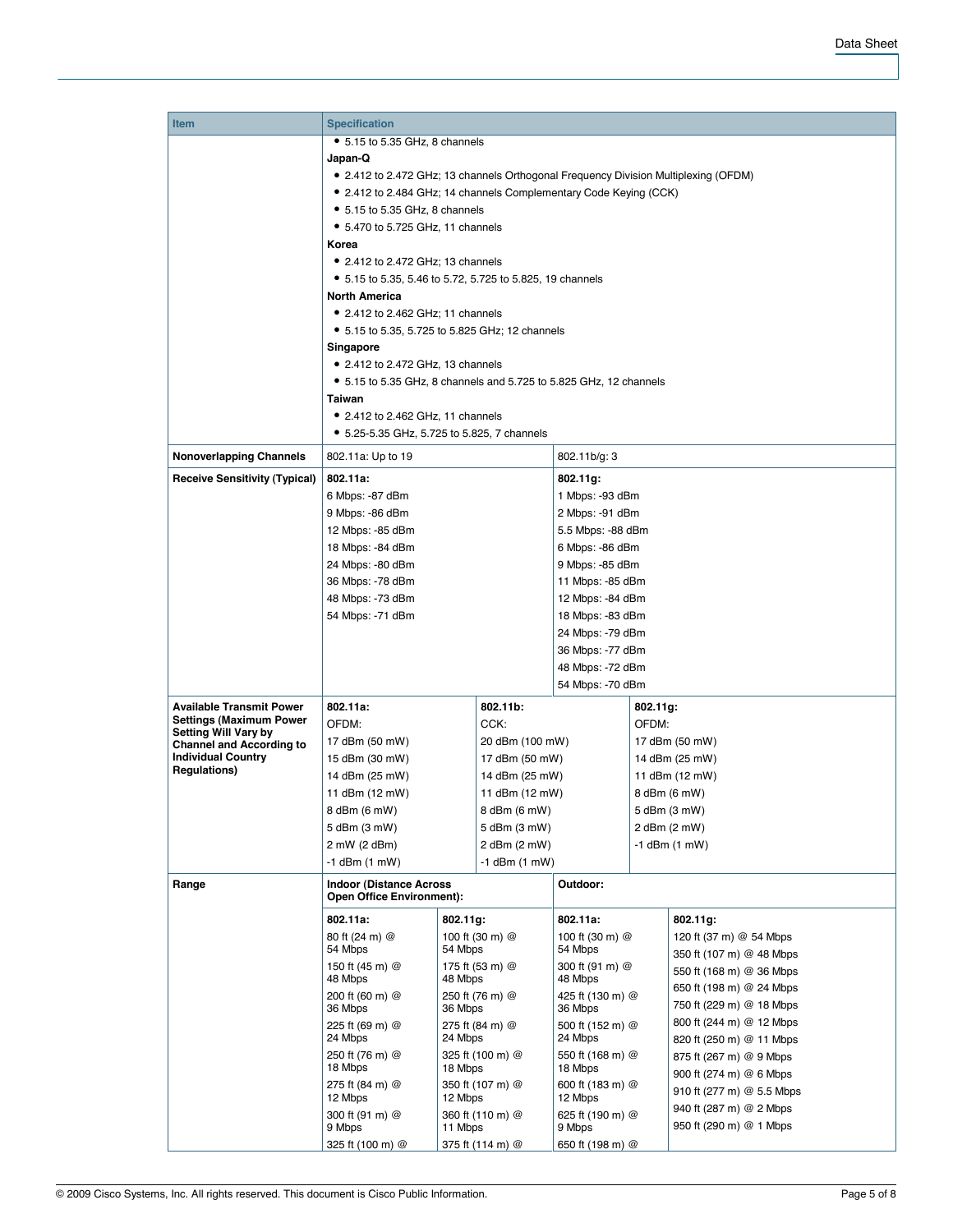| Item | Specification | | | | |
|---|---|---|---|---|---|
| | • 5.15 to 5.35 GHz, 8 channels<br>**Japan-Q**<br>• 2.412 to 2.472 GHz; 13 channels Orthogonal Frequency Division Multiplexing (OFDM)<br>• 2.412 to 2.484 GHz; 14 channels Complementary Code Keying (CCK)<br>• 5.15 to 5.35 GHz, 8 channels<br>• 5.470 to 5.725 GHz, 11 channels<br>**Korea**<br>• 2.412 to 2.472 GHz; 13 channels<br>• 5.15 to 5.35, 5.46 to 5.72, 5.725 to 5.825, 19 channels<br>**North America**<br>• 2.412 to 2.462 GHz; 11 channels<br>• 5.15 to 5.35, 5.725 to 5.825 GHz; 12 channels<br>**Singapore**<br>• 2.412 to 2.472 GHz, 13 channels<br>• 5.15 to 5.35 GHz, 8 channels and 5.725 to 5.825 GHz, 12 channels<br>**Taiwan**<br>• 2.412 to 2.462 GHz, 11 channels<br>• 5.25-5.35 GHz, 5.725 to 5.825, 7 channels | | | | |
| **Nonoverlapping Channels** | 802.11a: Up to 19 | | 802.11b/g: 3 | | |
| **Receive Sensitivity (Typical)** | **802.11a:**<br>6 Mbps: -87 dBm<br>9 Mbps: -86 dBm<br>12 Mbps: -85 dBm<br>18 Mbps: -84 dBm<br>24 Mbps: -80 dBm<br>36 Mbps: -78 dBm<br>48 Mbps: -73 dBm<br>54 Mbps: -71 dBm | | **802.11g:**<br>1 Mbps: -93 dBm<br>2 Mbps: -91 dBm<br>5.5 Mbps: -88 dBm<br>6 Mbps: -86 dBm<br>9 Mbps: -85 dBm<br>11 Mbps: -85 dBm<br>12 Mbps: -84 dBm<br>18 Mbps: -83 dBm<br>24 Mbps: -79 dBm<br>36 Mbps: -77 dBm<br>48 Mbps: -72 dBm<br>54 Mbps: -70 dBm | | |
| **Available Transmit Power Settings (Maximum Power Setting Will Vary by Channel and According to Individual Country Regulations)** | **802.11a:**<br>OFDM:<br>17 dBm (50 mW)<br>15 dBm (30 mW)<br>14 dBm (25 mW)<br>11 dBm (12 mW)<br>8 dBm (6 mW)<br>5 dBm (3 mW)<br>2 mW (2 dBm)<br>-1 dBm (1 mW) | **802.11b:**<br>CCK:<br>20 dBm (100 mW)<br>17 dBm (50 mW)<br>14 dBm (25 mW)<br>11 dBm (12 mW)<br>8 dBm (6 mW)<br>5 dBm (3 mW)<br>2 dBm (2 mW)<br>-1 dBm (1 mW) | | **802.11g:**<br>OFDM:<br>17 dBm (50 mW)<br>14 dBm (25 mW)<br>11 dBm (12 mW)<br>8 dBm (6 mW)<br>5 dBm (3 mW)<br>2 dBm (2 mW)<br>-1 dBm (1 mW) | |
| **Range** | **Indoor (Distance Across Open Office Environment):** | | **Outdoor:** | | |
| | **802.11a:**<br>80 ft (24 m) @ 54 Mbps<br>150 ft (45 m) @ 48 Mbps<br>200 ft (60 m) @ 36 Mbps<br>225 ft (69 m) @ 24 Mbps<br>250 ft (76 m) @ 18 Mbps<br>275 ft (84 m) @ 12 Mbps<br>300 ft (91 m) @ 9 Mbps<br>325 ft (100 m) @ | **802.11g:**<br>100 ft (30 m) @ 54 Mbps<br>175 ft (53 m) @ 48 Mbps<br>250 ft (76 m) @ 36 Mbps<br>275 ft (84 m) @ 24 Mbps<br>325 ft (100 m) @ 18 Mbps<br>350 ft (107 m) @ 12 Mbps<br>360 ft (110 m) @ 11 Mbps<br>375 ft (114 m) @ | **802.11a:**<br>100 ft (30 m) @ 54 Mbps<br>300 ft (91 m) @ 48 Mbps<br>425 ft (130 m) @ 36 Mbps<br>500 ft (152 m) @ 24 Mbps<br>550 ft (168 m) @ 18 Mbps<br>600 ft (183 m) @ 12 Mbps<br>625 ft (190 m) @ 9 Mbps<br>650 ft (198 m) @ | **802.11g:**<br>120 ft (37 m) @ 54 Mbps<br>350 ft (107 m) @ 48 Mbps<br>550 ft (168 m) @ 36 Mbps<br>650 ft (198 m) @ 24 Mbps<br>750 ft (229 m) @ 18 Mbps<br>800 ft (244 m) @ 12 Mbps<br>820 ft (250 m) @ 11 Mbps<br>875 ft (267 m) @ 9 Mbps<br>900 ft (274 m) @ 6 Mbps<br>910 ft (277 m) @ 5.5 Mbps<br>940 ft (287 m) @ 2 Mbps<br>950 ft (290 m) @ 1 Mbps | |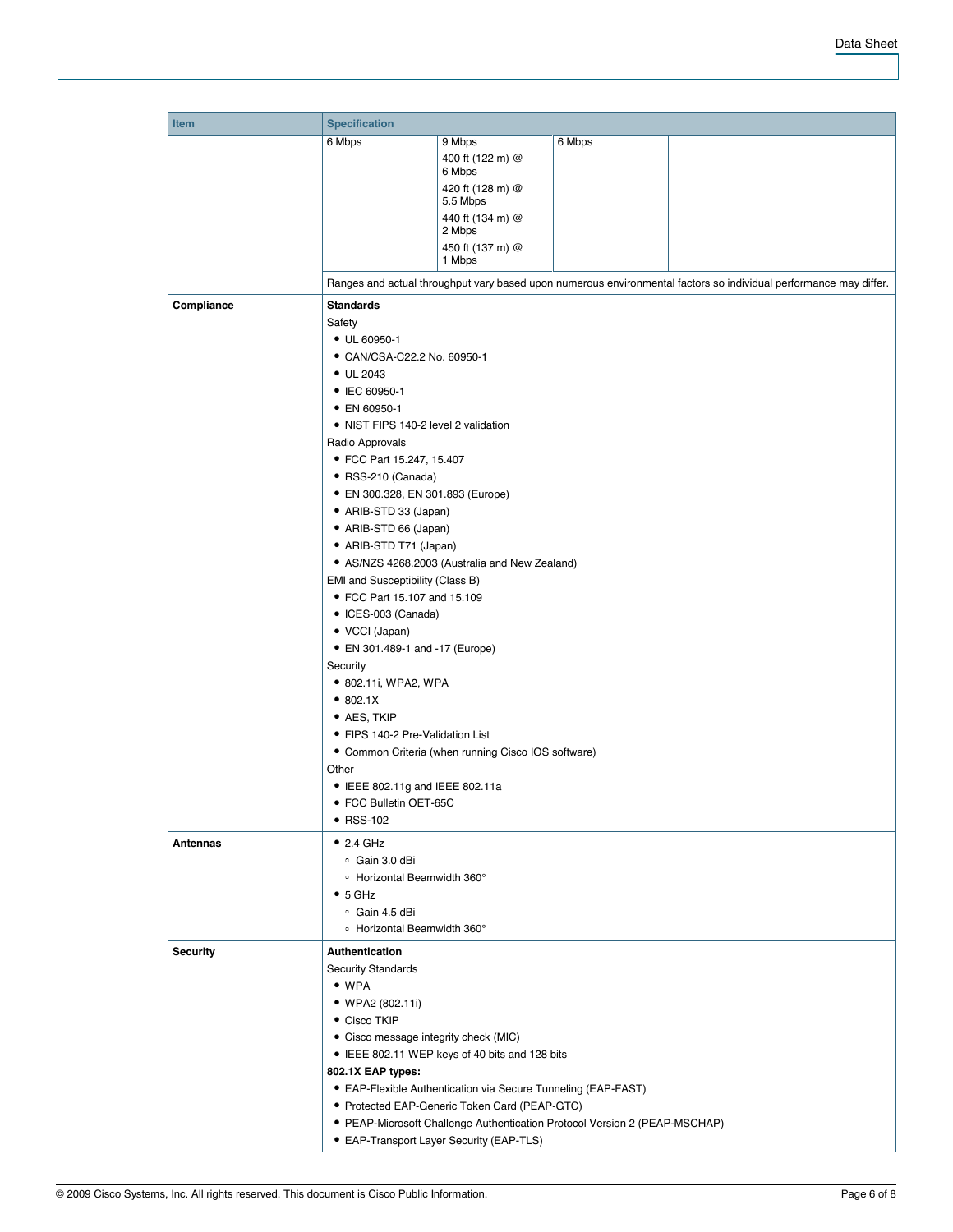| Item | Specification | | | |
|---|---|---|---|---|
| | 6 Mbps | 9 Mbps<br>400 ft (122 m) @ 6 Mbps<br>420 ft (128 m) @ 5.5 Mbps<br>440 ft (134 m) @ 2 Mbps<br>450 ft (137 m) @ 1 Mbps | 6 Mbps | |
| | Ranges and actual throughput vary based upon numerous environmental factors so individual performance may differ. | | | |
| **Compliance** | **Standards**<br>Safety<br>• UL 60950-1<br>• CAN/CSA-C22.2 No. 60950-1<br>• UL 2043<br>• IEC 60950-1<br>• EN 60950-1<br>• NIST FIPS 140-2 level 2 validation<br>Radio Approvals<br>• FCC Part 15.247, 15.407<br>• RSS-210 (Canada)<br>• EN 300.328, EN 301.893 (Europe)<br>• ARIB-STD 33 (Japan)<br>• ARIB-STD 66 (Japan)<br>• ARIB-STD T71 (Japan)<br>• AS/NZS 4268.2003 (Australia and New Zealand)<br>EMI and Susceptibility (Class B)<br>• FCC Part 15.107 and 15.109<br>• ICES-003 (Canada)<br>• VCCI (Japan)<br>• EN 301.489-1 and -17 (Europe)<br>Security<br>• 802.11i, WPA2, WPA<br>• 802.1X<br>• AES, TKIP<br>• FIPS 140-2 Pre-Validation List<br>• Common Criteria (when running Cisco IOS software)<br>Other<br>• IEEE 802.11g and IEEE 802.11a<br>• FCC Bulletin OET-65C<br>• RSS-102 | | | |
| **Antennas** | • 2.4 GHz<br>◦ Gain 3.0 dBi<br>◦ Horizontal Beamwidth 360°<br>• 5 GHz<br>◦ Gain 4.5 dBi<br>◦ Horizontal Beamwidth 360° | | | |
| **Security** | **Authentication**<br>Security Standards<br>• WPA<br>• WPA2 (802.11i)<br>• Cisco TKIP<br>• Cisco message integrity check (MIC)<br>• IEEE 802.11 WEP keys of 40 bits and 128 bits<br>**802.1X EAP types:**<br>• EAP-Flexible Authentication via Secure Tunneling (EAP-FAST)<br>• Protected EAP-Generic Token Card (PEAP-GTC)<br>• PEAP-Microsoft Challenge Authentication Protocol Version 2 (PEAP-MSCHAP)<br>• EAP-Transport Layer Security (EAP-TLS) | | | |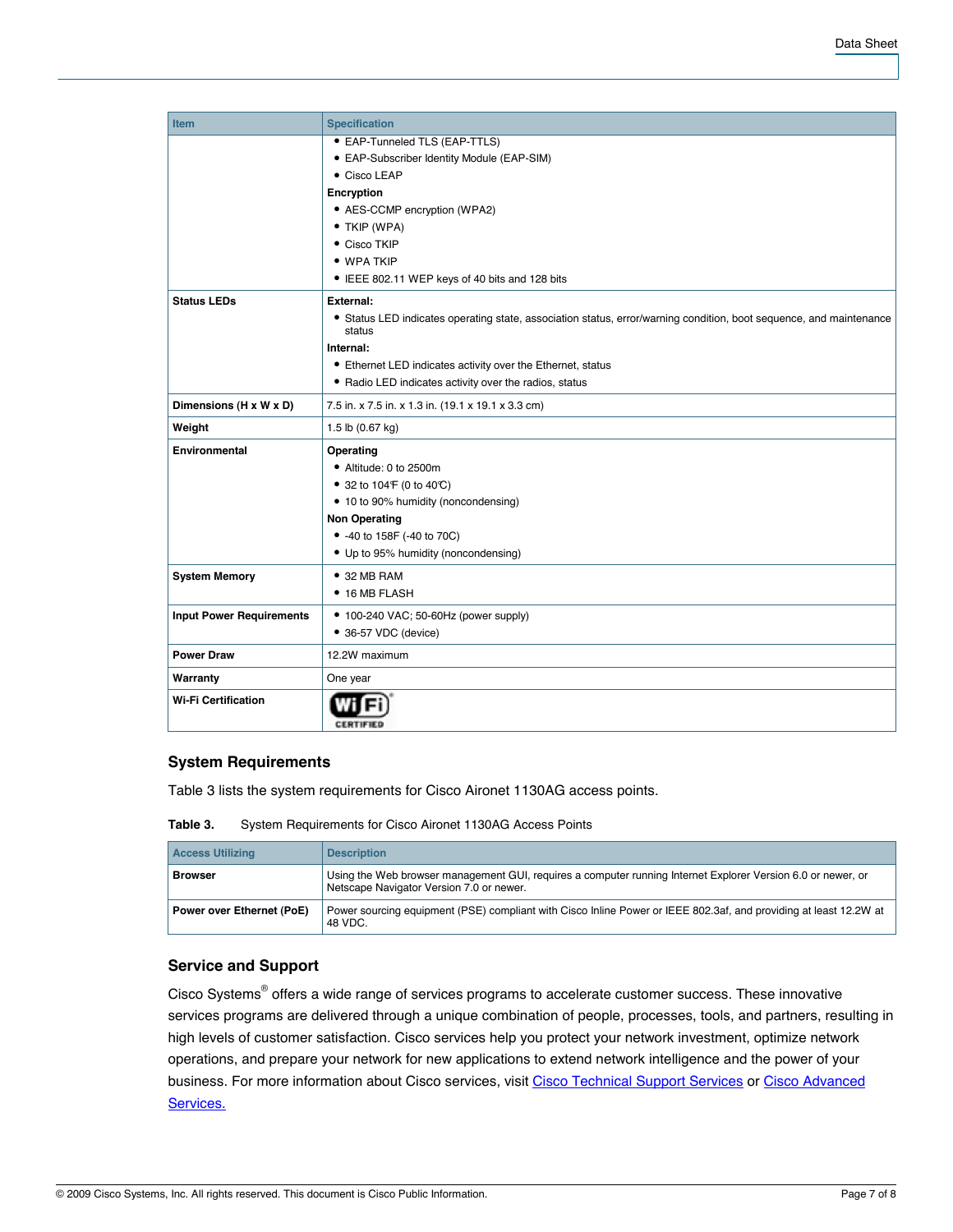| Item | Specification |
| --- | --- |
| | • EAP-Tunneled TLS (EAP-TTLS)<br>• EAP-Subscriber Identity Module (EAP-SIM)<br>• Cisco LEAP<br>**Encryption**<br>• AES-CCMP encryption (WPA2)<br>• TKIP (WPA)<br>• Cisco TKIP<br>• WPA TKIP<br>• IEEE 802.11 WEP keys of 40 bits and 128 bits |
| **Status LEDs** | **External:**<br>• Status LED indicates operating state, association status, error/warning condition, boot sequence, and maintenance status<br>**Internal:**<br>• Ethernet LED indicates activity over the Ethernet, status<br>• Radio LED indicates activity over the radios, status |
| **Dimensions (H x W x D)** | 7.5 in. x 7.5 in. x 1.3 in. (19.1 x 19.1 x 3.3 cm) |
| **Weight** | 1.5 lb (0.67 kg) |
| **Environmental** | **Operating**<br>• Altitude: 0 to 2500m<br>• 32 to 104°F (0 to 40°C)<br>• 10 to 90% humidity (noncondensing)<br>**Non Operating**<br>• -40 to 158F (-40 to 70C)<br>• Up to 95% humidity (noncondensing) |
| **System Memory** | • 32 MB RAM<br>• 16 MB FLASH |
| **Input Power Requirements** | • 100-240 VAC; 50-60Hz (power supply)<br>• 36-57 VDC (device) |
| **Power Draw** | 12.2W maximum |
| **Warranty** | One year |
| **Wi-Fi Certification** | Wi-Fi CERTIFIED |

## System Requirements

Table 3 lists the system requirements for Cisco Aironet 1130AG access points.

**Table 3.** System Requirements for Cisco Aironet 1130AG Access Points

| Access Utilizing | Description |
| --- | --- |
| **Browser** | Using the Web browser management GUI, requires a computer running Internet Explorer Version 6.0 or newer, or Netscape Navigator Version 7.0 or newer. |
| **Power over Ethernet (PoE)** | Power sourcing equipment (PSE) compliant with Cisco Inline Power or IEEE 802.3af, and providing at least 12.2W at 48 VDC. |

## Service and Support

Cisco Systems® offers a wide range of services programs to accelerate customer success. These innovative services programs are delivered through a unique combination of people, processes, tools, and partners, resulting in high levels of customer satisfaction. Cisco services help you protect your network investment, optimize network operations, and prepare your network for new applications to extend network intelligence and the power of your business. For more information about Cisco services, visit Cisco Technical Support Services or Cisco Advanced Services.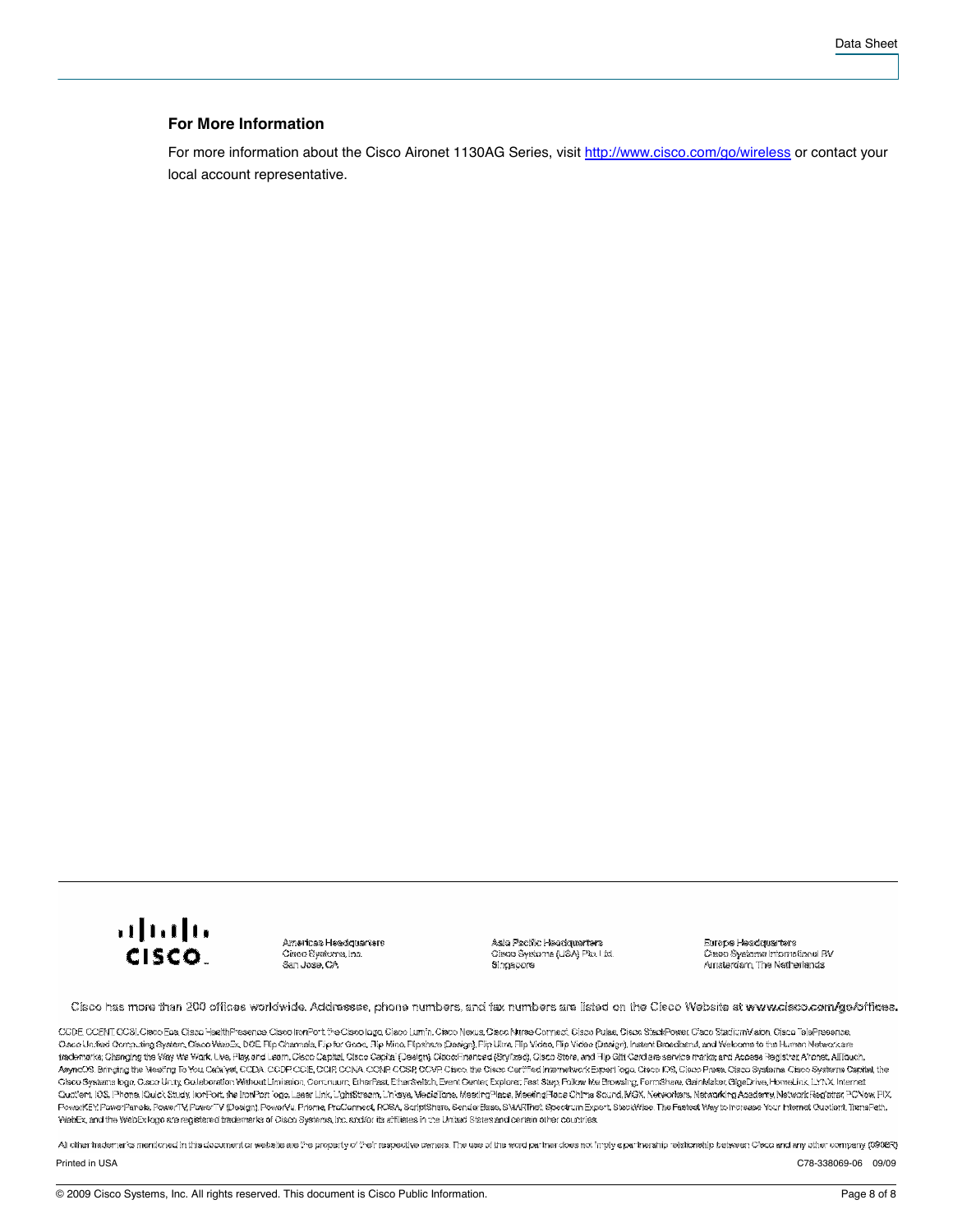## For More Information

For more information about the Cisco Aironet 1130AG Series, visit http://www.cisco.com/go/wireless or contact your local account representative.

Americas Headquarters
Cisco Systems, Inc.
San Jose, CA

Asia Pacific Headquarters
Cisco Systems (USA) Pte. Ltd.
Singapore

Europe Headquarters
Cisco Systems International BV
Amsterdam, The Netherlands

Cisco has more than 200 offices worldwide. Addresses, phone numbers, and fax numbers are listed on the Cisco Website at www.cisco.com/go/offices.

CCDE, CCENT, CCSI, Cisco Eos, Cisco HealthPresence, Cisco IronPort, the Cisco logo, Cisco Lumin, Cisco Nexus, Cisco Nurse Connect, Cisco Pulse, Cisco StackPower, Cisco StadiumVision, Cisco TelePresence, Cisco Unified Computing System, Cisco WebEx, DCE, Flip Channels, Flip for Good, Flip Mino, Flipshare (Design), Flip Ultra, Flip Video, Flip Video (Design), Instant Broadband, and Welcome to the Human Network are trademarks; Changing the Way We Work, Live, Play, and Learn, Cisco Capital, Cisco Capital (Design), Cisco:Financed (Stylized), Cisco Store, and Flip Gift Card are service marks; and Access Registrar, Aironet, AllTouch, AsyncOS, Bringing the Meeting To You, Catalyst, CCDA, CCDP, CCIE, CCIP, CCNA, CCNP, CCSP, CCVP, Cisco, the Cisco Certified Internetwork Expert logo, Cisco IOS, Cisco Press, Cisco Systems, Cisco Systems Capital, the Cisco Systems logo, Cisco Unity, Collaboration Without Limitation, Continuum, EtherFast, EtherSwitch, Event Center, Explorer, Fast Step, Follow Me Browsing, FormShare, GainMaker, GigaDrive, HomeLink, LYNX, Internet Quotient, IOS, iPhone, iQuick Study, IronPort, the IronPort logo, Laser Link, LightStream, Linksys, MediaTone, MeetingPlace, MeetingPlace Chime Sound, MGX, Networkers, Networking Academy, Network Registrar, PCNow, PIX, PowerKEY, PowerPanels, PowerTV, PowerTV (Design), PowerVu, Prisma, ProConnect, ROSA, ScriptShare, SenderBase, SMARTnet, Spectrum Expert, StackWise, The Fastest Way to Increase Your Internet Quotient, TransPath, WebEx, and the WebEx logo are registered trademarks of Cisco Systems, Inc. and/or its affiliates in the United States and certain other countries.

All other trademarks mentioned in this document or website are the property of their respective owners. The use of the word partner does not imply a partnership relationship between Cisco and any other company. (0908R)

Printed in USA C78-338069-06 09/09